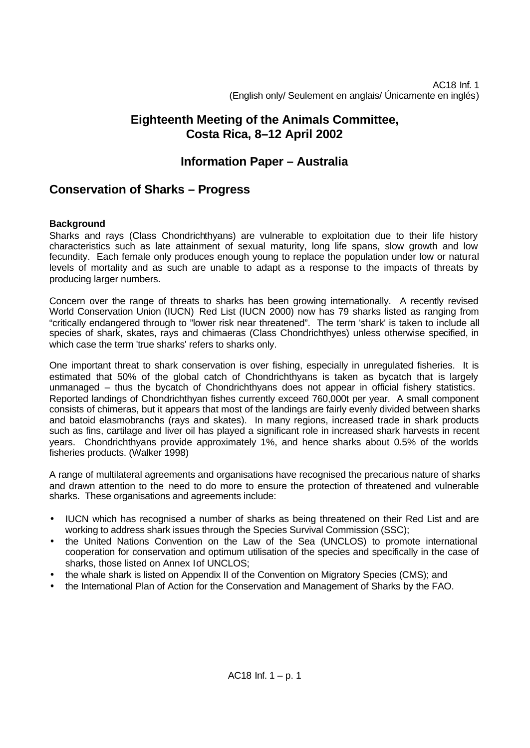AC18 Inf. 1
(English only/ Seulement en anglais/ Únicamente en inglés)

# Eighteenth Meeting of the Animals Committee, Costa Rica, 8–12 April 2002

## Information Paper – Australia

## Conservation of Sharks – Progress

### Background

Sharks and rays (Class Chondrichthyans) are vulnerable to exploitation due to their life history characteristics such as late attainment of sexual maturity, long life spans, slow growth and low fecundity. Each female only produces enough young to replace the population under low or natural levels of mortality and as such are unable to adapt as a response to the impacts of threats by producing larger numbers.

Concern over the range of threats to sharks has been growing internationally. A recently revised World Conservation Union (IUCN) Red List (IUCN 2000) now has 79 sharks listed as ranging from "critically endangered through to "lower risk near threatened". The term 'shark' is taken to include all species of shark, skates, rays and chimaeras (Class Chondrichthyes) unless otherwise specified, in which case the term 'true sharks' refers to sharks only.

One important threat to shark conservation is over fishing, especially in unregulated fisheries. It is estimated that 50% of the global catch of Chondrichthyans is taken as bycatch that is largely unmanaged – thus the bycatch of Chondrichthyans does not appear in official fishery statistics. Reported landings of Chondrichthyan fishes currently exceed 760,000t per year. A small component consists of chimeras, but it appears that most of the landings are fairly evenly divided between sharks and batoid elasmobranchs (rays and skates). In many regions, increased trade in shark products such as fins, cartilage and liver oil has played a significant role in increased shark harvests in recent years. Chondrichthyans provide approximately 1%, and hence sharks about 0.5% of the worlds fisheries products. (Walker 1998)

A range of multilateral agreements and organisations have recognised the precarious nature of sharks and drawn attention to the need to do more to ensure the protection of threatened and vulnerable sharks. These organisations and agreements include:

- IUCN which has recognised a number of sharks as being threatened on their Red List and are working to address shark issues through the Species Survival Commission (SSC);
- the United Nations Convention on the Law of the Sea (UNCLOS) to promote international cooperation for conservation and optimum utilisation of the species and specifically in the case of sharks, those listed on Annex I of UNCLOS;
- the whale shark is listed on Appendix II of the Convention on Migratory Species (CMS); and
- the International Plan of Action for the Conservation and Management of Sharks by the FAO.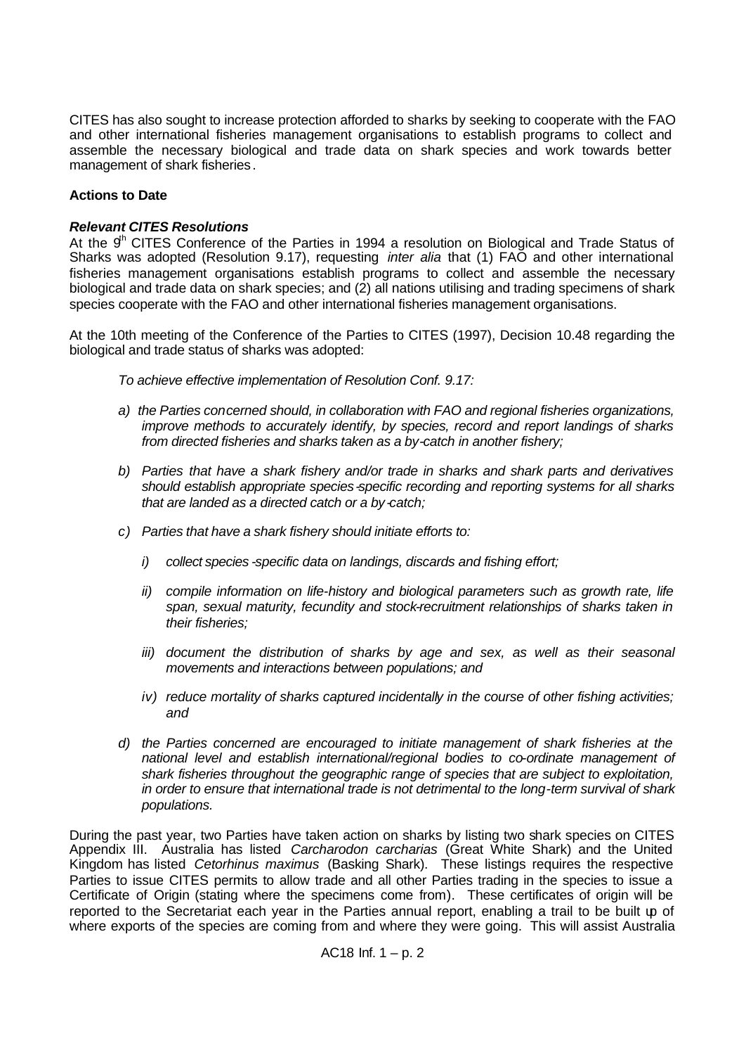CITES has also sought to increase protection afforded to sharks by seeking to cooperate with the FAO and other international fisheries management organisations to establish programs to collect and assemble the necessary biological and trade data on shark species and work towards better management of shark fisheries.

**Actions to Date**

***Relevant CITES Resolutions***

At the 9th CITES Conference of the Parties in 1994 a resolution on Biological and Trade Status of Sharks was adopted (Resolution 9.17), requesting *inter alia* that (1) FAO and other international fisheries management organisations establish programs to collect and assemble the necessary biological and trade data on shark species; and (2) all nations utilising and trading specimens of shark species cooperate with the FAO and other international fisheries management organisations.

At the 10th meeting of the Conference of the Parties to CITES (1997), Decision 10.48 regarding the biological and trade status of sharks was adopted:

> *To achieve effective implementation of Resolution Conf. 9.17:*
>
> *a) the Parties concerned should, in collaboration with FAO and regional fisheries organizations, improve methods to accurately identify, by species, record and report landings of sharks from directed fisheries and sharks taken as a by-catch in another fishery;*
>
> *b) Parties that have a shark fishery and/or trade in sharks and shark parts and derivatives should establish appropriate species-specific recording and reporting systems for all sharks that are landed as a directed catch or a by-catch;*
>
> *c) Parties that have a shark fishery should initiate efforts to:*
>
> *i) collect species-specific data on landings, discards and fishing effort;*
>
> *ii) compile information on life-history and biological parameters such as growth rate, life span, sexual maturity, fecundity and stock-recruitment relationships of sharks taken in their fisheries;*
>
> *iii) document the distribution of sharks by age and sex, as well as their seasonal movements and interactions between populations; and*
>
> *iv) reduce mortality of sharks captured incidentally in the course of other fishing activities; and*
>
> *d) the Parties concerned are encouraged to initiate management of shark fisheries at the national level and establish international/regional bodies to co-ordinate management of shark fisheries throughout the geographic range of species that are subject to exploitation, in order to ensure that international trade is not detrimental to the long-term survival of shark populations.*

During the past year, two Parties have taken action on sharks by listing two shark species on CITES Appendix III. Australia has listed *Carcharodon carcharias* (Great White Shark) and the United Kingdom has listed *Cetorhinus maximus* (Basking Shark). These listings requires the respective Parties to issue CITES permits to allow trade and all other Parties trading in the species to issue a Certificate of Origin (stating where the specimens come from). These certificates of origin will be reported to the Secretariat each year in the Parties annual report, enabling a trail to be built up of where exports of the species are coming from and where they were going. This will assist Australia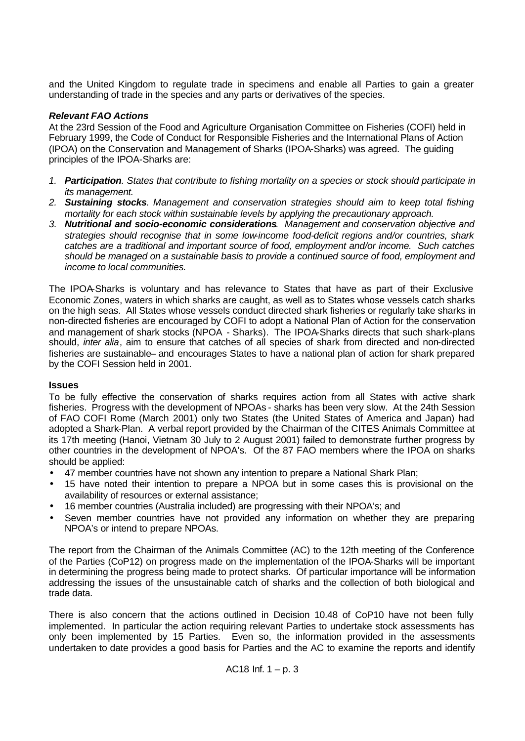and the United Kingdom to regulate trade in specimens and enable all Parties to gain a greater understanding of trade in the species and any parts or derivatives of the species.

***Relevant FAO Actions***

At the 23rd Session of the Food and Agriculture Organisation Committee on Fisheries (COFI) held in February 1999, the Code of Conduct for Responsible Fisheries and the International Plans of Action (IPOA) on the Conservation and Management of Sharks (IPOA-Sharks) was agreed. The guiding principles of the IPOA-Sharks are:

1. ***Participation***. *States that contribute to fishing mortality on a species or stock should participate in its management.*
2. ***Sustaining stocks***. *Management and conservation strategies should aim to keep total fishing mortality for each stock within sustainable levels by applying the precautionary approach.*
3. ***Nutritional and socio-economic considerations***. *Management and conservation objective and strategies should recognise that in some low-income food-deficit regions and/or countries, shark catches are a traditional and important source of food, employment and/or income. Such catches should be managed on a sustainable basis to provide a continued source of food, employment and income to local communities.*

The IPOA-Sharks is voluntary and has relevance to States that have as part of their Exclusive Economic Zones, waters in which sharks are caught, as well as to States whose vessels catch sharks on the high seas. All States whose vessels conduct directed shark fisheries or regularly take sharks in non-directed fisheries are encouraged by COFI to adopt a National Plan of Action for the conservation and management of shark stocks (NPOA - Sharks). The IPOA-Sharks directs that such shark-plans should, *inter alia*, aim to ensure that catches of all species of shark from directed and non-directed fisheries are sustainable– and encourages States to have a national plan of action for shark prepared by the COFI Session held in 2001.

**Issues**

To be fully effective the conservation of sharks requires action from all States with active shark fisheries. Progress with the development of NPOAs - sharks has been very slow. At the 24th Session of FAO COFI Rome (March 2001) only two States (the United States of America and Japan) had adopted a Shark-Plan. A verbal report provided by the Chairman of the CITES Animals Committee at its 17th meeting (Hanoi, Vietnam 30 July to 2 August 2001) failed to demonstrate further progress by other countries in the development of NPOA's. Of the 87 FAO members where the IPOA on sharks should be applied:

- 47 member countries have not shown any intention to prepare a National Shark Plan;
- 15 have noted their intention to prepare a NPOA but in some cases this is provisional on the availability of resources or external assistance;
- 16 member countries (Australia included) are progressing with their NPOA's; and
- Seven member countries have not provided any information on whether they are preparing NPOA's or intend to prepare NPOAs.

The report from the Chairman of the Animals Committee (AC) to the 12th meeting of the Conference of the Parties (CoP12) on progress made on the implementation of the IPOA-Sharks will be important in determining the progress being made to protect sharks. Of particular importance will be information addressing the issues of the unsustainable catch of sharks and the collection of both biological and trade data.

There is also concern that the actions outlined in Decision 10.48 of CoP10 have not been fully implemented. In particular the action requiring relevant Parties to undertake stock assessments has only been implemented by 15 Parties. Even so, the information provided in the assessments undertaken to date provides a good basis for Parties and the AC to examine the reports and identify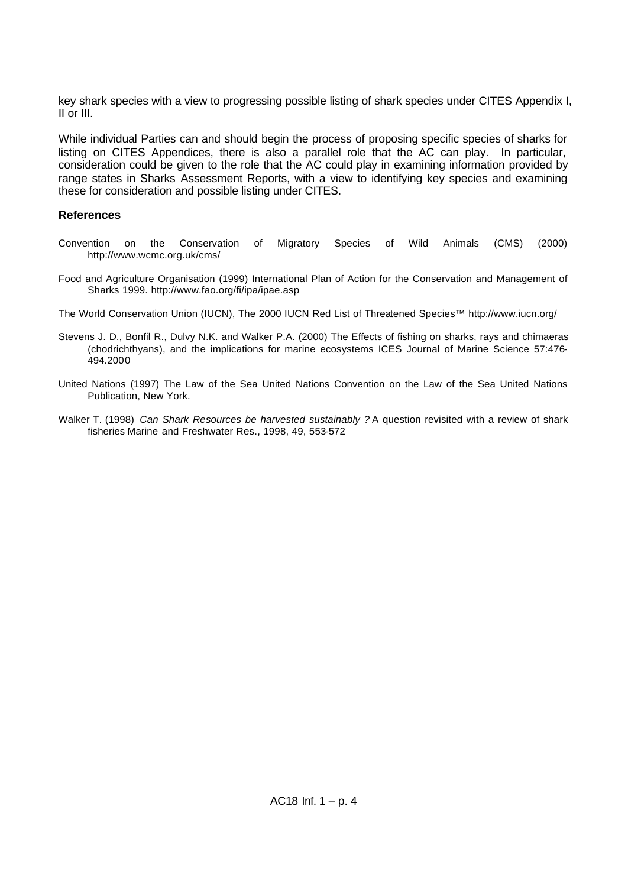key shark species with a view to progressing possible listing of shark species under CITES Appendix I, II or III.

While individual Parties can and should begin the process of proposing specific species of sharks for listing on CITES Appendices, there is also a parallel role that the AC can play. In particular, consideration could be given to the role that the AC could play in examining information provided by range states in Sharks Assessment Reports, with a view to identifying key species and examining these for consideration and possible listing under CITES.

## References

Convention on the Conservation of Migratory Species of Wild Animals (CMS) (2000) http://www.wcmc.org.uk/cms/

Food and Agriculture Organisation (1999) International Plan of Action for the Conservation and Management of Sharks 1999. http://www.fao.org/fi/ipa/ipae.asp

The World Conservation Union (IUCN), The 2000 IUCN Red List of Threatened Species™ http://www.iucn.org/

Stevens J. D., Bonfil R., Dulvy N.K. and Walker P.A. (2000) The Effects of fishing on sharks, rays and chimaeras (chodrichthyans), and the implications for marine ecosystems ICES Journal of Marine Science 57:476-494.2000

United Nations (1997) The Law of the Sea United Nations Convention on the Law of the Sea United Nations Publication, New York.

Walker T. (1998) *Can Shark Resources be harvested sustainably ?* A question revisited with a review of shark fisheries Marine and Freshwater Res., 1998, 49, 553-572